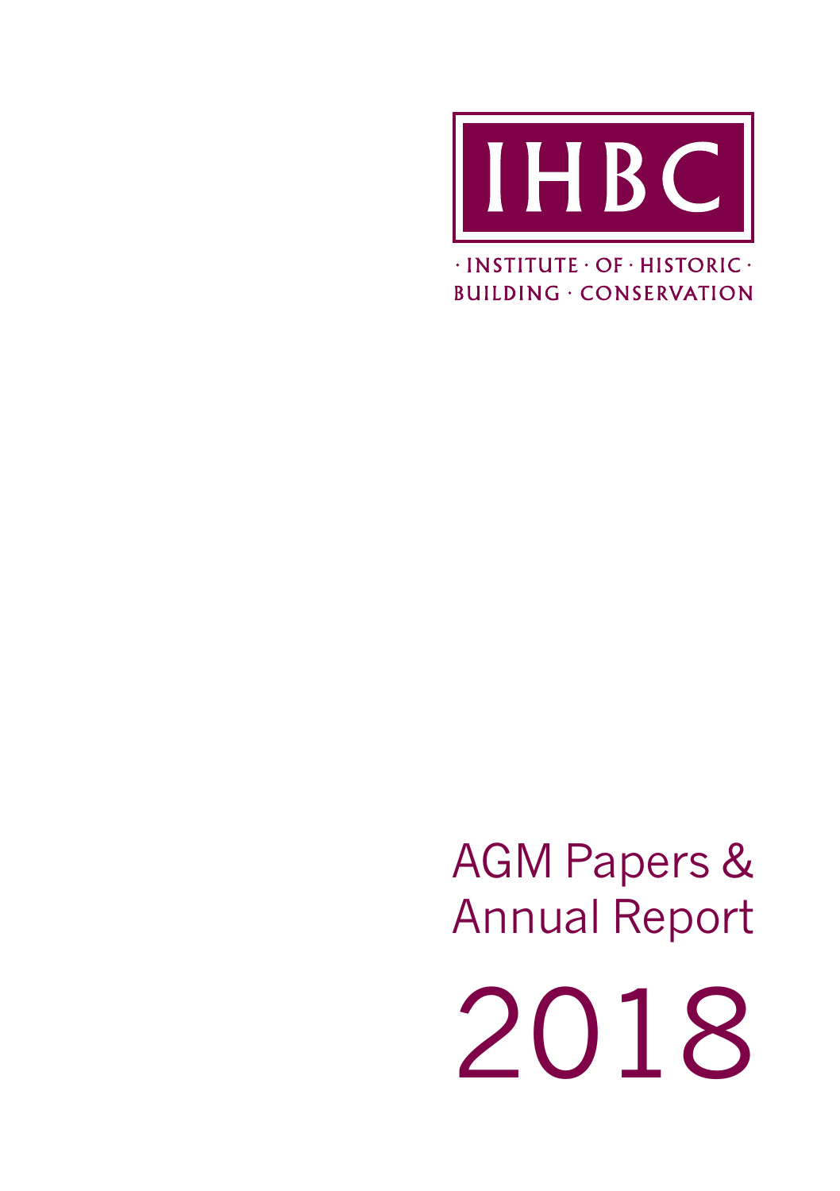# IHBC

· INSTITUTE · OF · HISTORIC ·
BUILDING · CONSERVATION

# AGM Papers & Annual Report

# 2018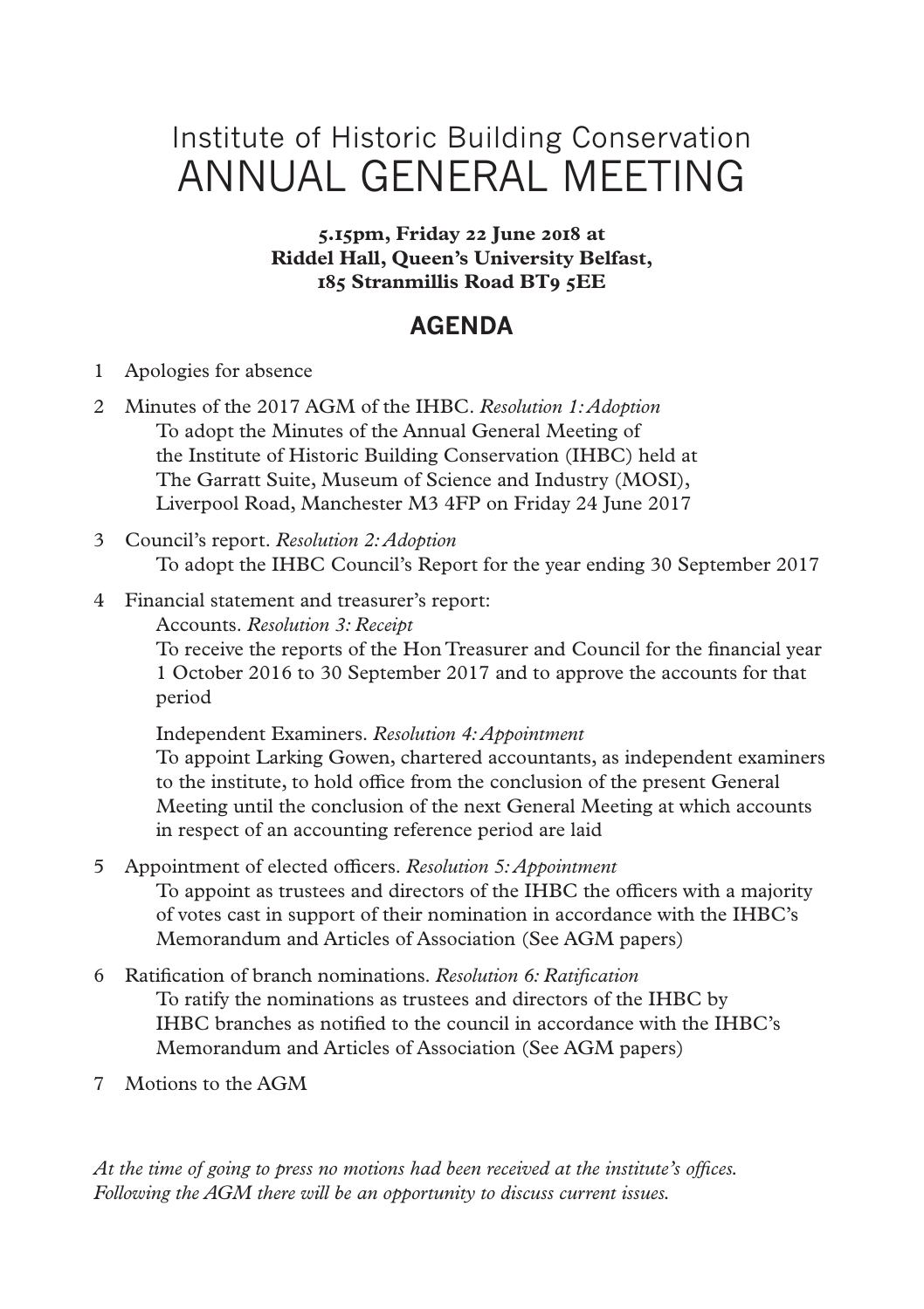# Institute of Historic Building Conservation ANNUAL GENERAL MEETING

**5.15pm, Friday 22 June 2018 at Riddel Hall, Queen's University Belfast, 185 Stranmillis Road BT9 5EE**

## AGENDA

1 Apologies for absence

2 Minutes of the 2017 AGM of the IHBC. *Resolution 1: Adoption*
   To adopt the Minutes of the Annual General Meeting of the Institute of Historic Building Conservation (IHBC) held at The Garratt Suite, Museum of Science and Industry (MOSI), Liverpool Road, Manchester M3 4FP on Friday 24 June 2017

3 Council's report. *Resolution 2: Adoption*
   To adopt the IHBC Council's Report for the year ending 30 September 2017

4 Financial statement and treasurer's report:
   Accounts. *Resolution 3: Receipt*
   To receive the reports of the Hon Treasurer and Council for the financial year 1 October 2016 to 30 September 2017 and to approve the accounts for that period

   Independent Examiners. *Resolution 4: Appointment*
   To appoint Larking Gowen, chartered accountants, as independent examiners to the institute, to hold office from the conclusion of the present General Meeting until the conclusion of the next General Meeting at which accounts in respect of an accounting reference period are laid

5 Appointment of elected officers. *Resolution 5: Appointment*
   To appoint as trustees and directors of the IHBC the officers with a majority of votes cast in support of their nomination in accordance with the IHBC's Memorandum and Articles of Association (See AGM papers)

6 Ratification of branch nominations. *Resolution 6: Ratification*
   To ratify the nominations as trustees and directors of the IHBC by IHBC branches as notified to the council in accordance with the IHBC's Memorandum and Articles of Association (See AGM papers)

7 Motions to the AGM

*At the time of going to press no motions had been received at the institute's offices. Following the AGM there will be an opportunity to discuss current issues.*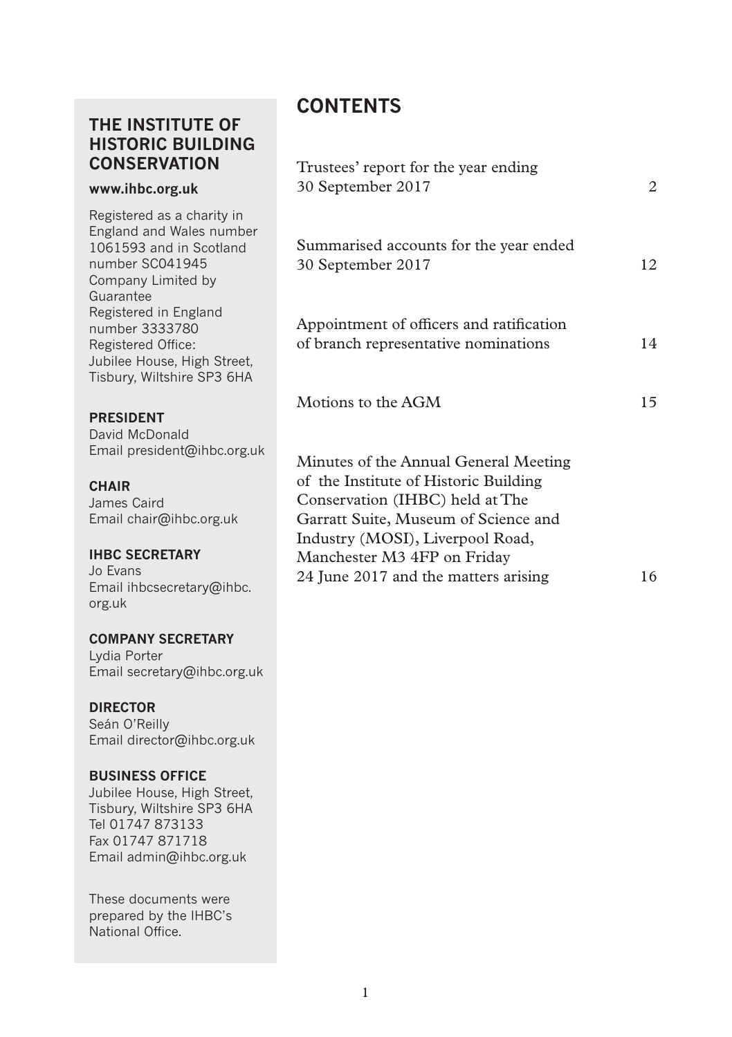## THE INSTITUTE OF HISTORIC BUILDING CONSERVATION

**www.ihbc.org.uk**

Registered as a charity in England and Wales number 1061593 and in Scotland number SC041945
Company Limited by Guarantee
Registered in England number 3333780
Registered Office:
Jubilee House, High Street, Tisbury, Wiltshire SP3 6HA

**PRESIDENT**
David McDonald
Email president@ihbc.org.uk

**CHAIR**
James Caird
Email chair@ihbc.org.uk

**IHBC SECRETARY**
Jo Evans
Email ihbcsecretary@ihbc.org.uk

**COMPANY SECRETARY**
Lydia Porter
Email secretary@ihbc.org.uk

**DIRECTOR**
Seán O'Reilly
Email director@ihbc.org.uk

**BUSINESS OFFICE**
Jubilee House, High Street, Tisbury, Wiltshire SP3 6HA
Tel 01747 873133
Fax 01747 871718
Email admin@ihbc.org.uk

These documents were prepared by the IHBC's National Office.

# CONTENTS

| | |
|---|---|
| Trustees' report for the year ending 30 September 2017 | 2 |
| Summarised accounts for the year ended 30 September 2017 | 12 |
| Appointment of officers and ratification of branch representative nominations | 14 |
| Motions to the AGM | 15 |
| Minutes of the Annual General Meeting of the Institute of Historic Building Conservation (IHBC) held at The Garratt Suite, Museum of Science and Industry (MOSI), Liverpool Road, Manchester M3 4FP on Friday 24 June 2017 and the matters arising | 16 |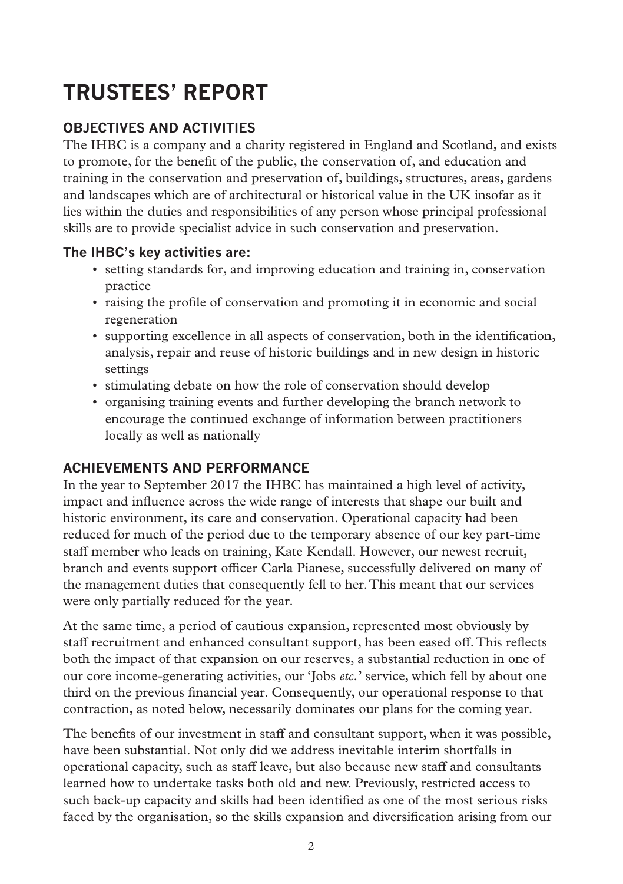# TRUSTEES' REPORT

## OBJECTIVES AND ACTIVITIES

The IHBC is a company and a charity registered in England and Scotland, and exists to promote, for the benefit of the public, the conservation of, and education and training in the conservation and preservation of, buildings, structures, areas, gardens and landscapes which are of architectural or historical value in the UK insofar as it lies within the duties and responsibilities of any person whose principal professional skills are to provide specialist advice in such conservation and preservation.

### The IHBC's key activities are:

- setting standards for, and improving education and training in, conservation practice
- raising the profile of conservation and promoting it in economic and social regeneration
- supporting excellence in all aspects of conservation, both in the identification, analysis, repair and reuse of historic buildings and in new design in historic settings
- stimulating debate on how the role of conservation should develop
- organising training events and further developing the branch network to encourage the continued exchange of information between practitioners locally as well as nationally

## ACHIEVEMENTS AND PERFORMANCE

In the year to September 2017 the IHBC has maintained a high level of activity, impact and influence across the wide range of interests that shape our built and historic environment, its care and conservation. Operational capacity had been reduced for much of the period due to the temporary absence of our key part-time staff member who leads on training, Kate Kendall. However, our newest recruit, branch and events support officer Carla Pianese, successfully delivered on many of the management duties that consequently fell to her. This meant that our services were only partially reduced for the year.

At the same time, a period of cautious expansion, represented most obviously by staff recruitment and enhanced consultant support, has been eased off. This reflects both the impact of that expansion on our reserves, a substantial reduction in one of our core income-generating activities, our 'Jobs *etc.*' service, which fell by about one third on the previous financial year. Consequently, our operational response to that contraction, as noted below, necessarily dominates our plans for the coming year.

The benefits of our investment in staff and consultant support, when it was possible, have been substantial. Not only did we address inevitable interim shortfalls in operational capacity, such as staff leave, but also because new staff and consultants learned how to undertake tasks both old and new. Previously, restricted access to such back-up capacity and skills had been identified as one of the most serious risks faced by the organisation, so the skills expansion and diversification arising from our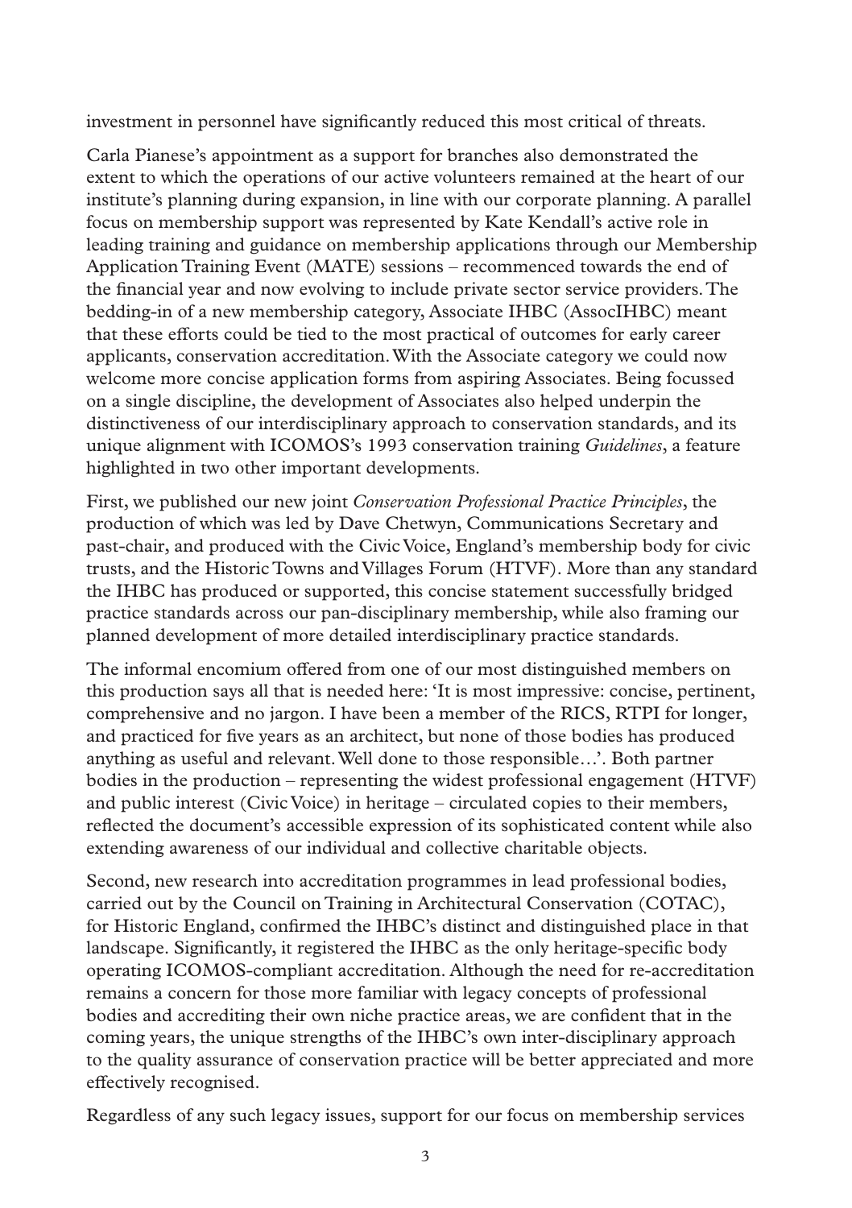investment in personnel have significantly reduced this most critical of threats.

Carla Pianese's appointment as a support for branches also demonstrated the extent to which the operations of our active volunteers remained at the heart of our institute's planning during expansion, in line with our corporate planning. A parallel focus on membership support was represented by Kate Kendall's active role in leading training and guidance on membership applications through our Membership Application Training Event (MATE) sessions – recommenced towards the end of the financial year and now evolving to include private sector service providers. The bedding-in of a new membership category, Associate IHBC (AssocIHBC) meant that these efforts could be tied to the most practical of outcomes for early career applicants, conservation accreditation. With the Associate category we could now welcome more concise application forms from aspiring Associates. Being focussed on a single discipline, the development of Associates also helped underpin the distinctiveness of our interdisciplinary approach to conservation standards, and its unique alignment with ICOMOS's 1993 conservation training *Guidelines*, a feature highlighted in two other important developments.

First, we published our new joint *Conservation Professional Practice Principles*, the production of which was led by Dave Chetwyn, Communications Secretary and past-chair, and produced with the Civic Voice, England's membership body for civic trusts, and the Historic Towns and Villages Forum (HTVF). More than any standard the IHBC has produced or supported, this concise statement successfully bridged practice standards across our pan-disciplinary membership, while also framing our planned development of more detailed interdisciplinary practice standards.

The informal encomium offered from one of our most distinguished members on this production says all that is needed here: 'It is most impressive: concise, pertinent, comprehensive and no jargon. I have been a member of the RICS, RTPI for longer, and practiced for five years as an architect, but none of those bodies has produced anything as useful and relevant. Well done to those responsible…'. Both partner bodies in the production – representing the widest professional engagement (HTVF) and public interest (Civic Voice) in heritage – circulated copies to their members, reflected the document's accessible expression of its sophisticated content while also extending awareness of our individual and collective charitable objects.

Second, new research into accreditation programmes in lead professional bodies, carried out by the Council on Training in Architectural Conservation (COTAC), for Historic England, confirmed the IHBC's distinct and distinguished place in that landscape. Significantly, it registered the IHBC as the only heritage-specific body operating ICOMOS-compliant accreditation. Although the need for re-accreditation remains a concern for those more familiar with legacy concepts of professional bodies and accrediting their own niche practice areas, we are confident that in the coming years, the unique strengths of the IHBC's own inter-disciplinary approach to the quality assurance of conservation practice will be better appreciated and more effectively recognised.

Regardless of any such legacy issues, support for our focus on membership services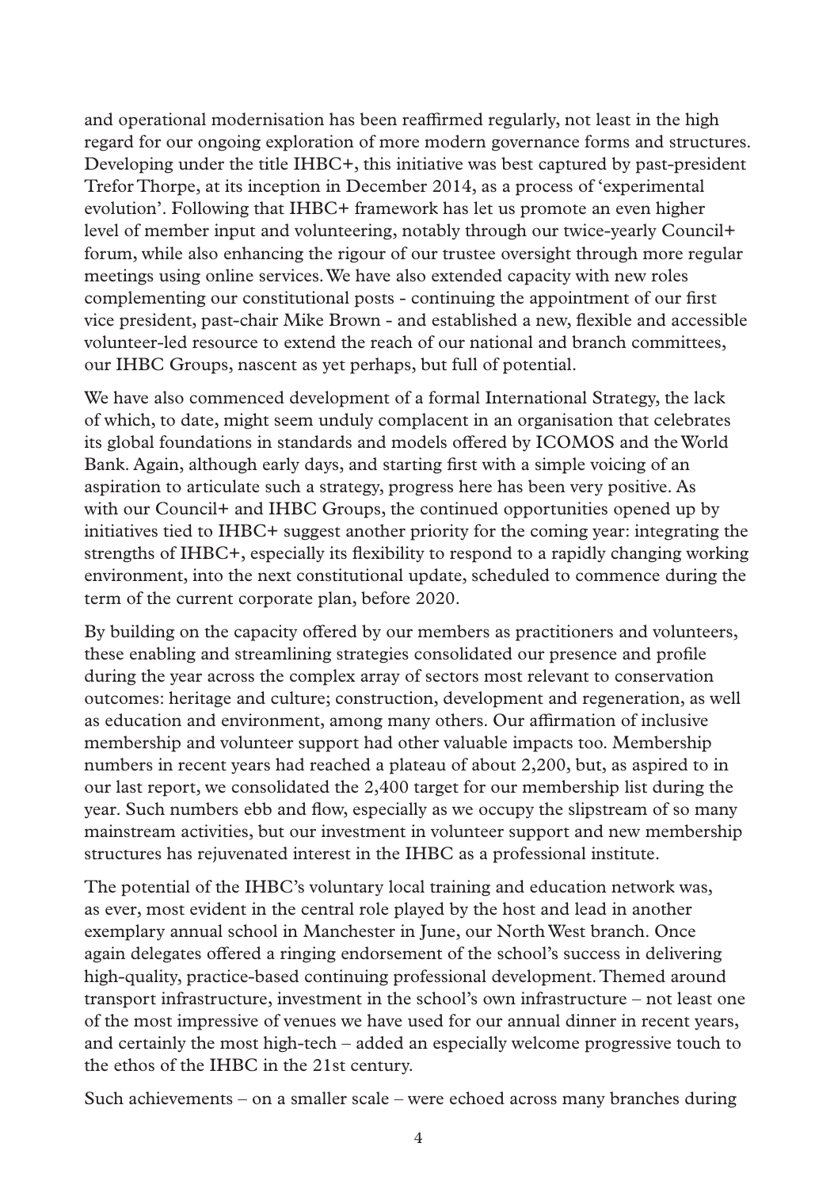and operational modernisation has been reaffirmed regularly, not least in the high regard for our ongoing exploration of more modern governance forms and structures. Developing under the title IHBC+, this initiative was best captured by past-president Trefor Thorpe, at its inception in December 2014, as a process of 'experimental evolution'. Following that IHBC+ framework has let us promote an even higher level of member input and volunteering, notably through our twice-yearly Council+ forum, while also enhancing the rigour of our trustee oversight through more regular meetings using online services. We have also extended capacity with new roles complementing our constitutional posts - continuing the appointment of our first vice president, past-chair Mike Brown - and established a new, flexible and accessible volunteer-led resource to extend the reach of our national and branch committees, our IHBC Groups, nascent as yet perhaps, but full of potential.

We have also commenced development of a formal International Strategy, the lack of which, to date, might seem unduly complacent in an organisation that celebrates its global foundations in standards and models offered by ICOMOS and the World Bank. Again, although early days, and starting first with a simple voicing of an aspiration to articulate such a strategy, progress here has been very positive. As with our Council+ and IHBC Groups, the continued opportunities opened up by initiatives tied to IHBC+ suggest another priority for the coming year: integrating the strengths of IHBC+, especially its flexibility to respond to a rapidly changing working environment, into the next constitutional update, scheduled to commence during the term of the current corporate plan, before 2020.

By building on the capacity offered by our members as practitioners and volunteers, these enabling and streamlining strategies consolidated our presence and profile during the year across the complex array of sectors most relevant to conservation outcomes: heritage and culture; construction, development and regeneration, as well as education and environment, among many others. Our affirmation of inclusive membership and volunteer support had other valuable impacts too. Membership numbers in recent years had reached a plateau of about 2,200, but, as aspired to in our last report, we consolidated the 2,400 target for our membership list during the year. Such numbers ebb and flow, especially as we occupy the slipstream of so many mainstream activities, but our investment in volunteer support and new membership structures has rejuvenated interest in the IHBC as a professional institute.

The potential of the IHBC's voluntary local training and education network was, as ever, most evident in the central role played by the host and lead in another exemplary annual school in Manchester in June, our North West branch. Once again delegates offered a ringing endorsement of the school's success in delivering high-quality, practice-based continuing professional development. Themed around transport infrastructure, investment in the school's own infrastructure – not least one of the most impressive of venues we have used for our annual dinner in recent years, and certainly the most high-tech – added an especially welcome progressive touch to the ethos of the IHBC in the 21st century.

Such achievements – on a smaller scale – were echoed across many branches during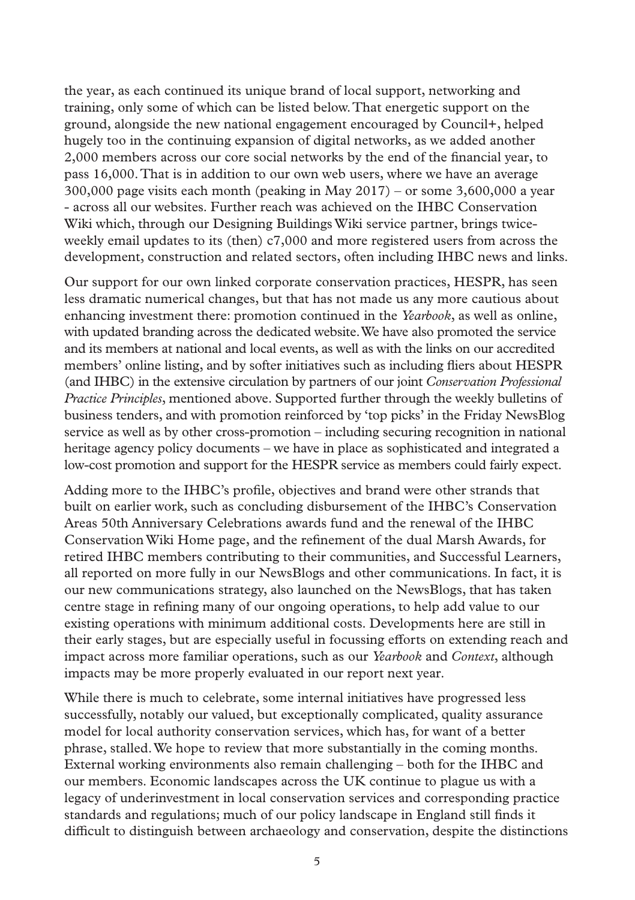the year, as each continued its unique brand of local support, networking and training, only some of which can be listed below. That energetic support on the ground, alongside the new national engagement encouraged by Council+, helped hugely too in the continuing expansion of digital networks, as we added another 2,000 members across our core social networks by the end of the financial year, to pass 16,000. That is in addition to our own web users, where we have an average 300,000 page visits each month (peaking in May 2017) – or some 3,600,000 a year - across all our websites. Further reach was achieved on the IHBC Conservation Wiki which, through our Designing Buildings Wiki service partner, brings twice-weekly email updates to its (then) c7,000 and more registered users from across the development, construction and related sectors, often including IHBC news and links.

Our support for our own linked corporate conservation practices, HESPR, has seen less dramatic numerical changes, but that has not made us any more cautious about enhancing investment there: promotion continued in the *Yearbook*, as well as online, with updated branding across the dedicated website. We have also promoted the service and its members at national and local events, as well as with the links on our accredited members' online listing, and by softer initiatives such as including fliers about HESPR (and IHBC) in the extensive circulation by partners of our joint *Conservation Professional Practice Principles*, mentioned above. Supported further through the weekly bulletins of business tenders, and with promotion reinforced by 'top picks' in the Friday NewsBlog service as well as by other cross-promotion – including securing recognition in national heritage agency policy documents – we have in place as sophisticated and integrated a low-cost promotion and support for the HESPR service as members could fairly expect.

Adding more to the IHBC's profile, objectives and brand were other strands that built on earlier work, such as concluding disbursement of the IHBC's Conservation Areas 50th Anniversary Celebrations awards fund and the renewal of the IHBC Conservation Wiki Home page, and the refinement of the dual Marsh Awards, for retired IHBC members contributing to their communities, and Successful Learners, all reported on more fully in our NewsBlogs and other communications. In fact, it is our new communications strategy, also launched on the NewsBlogs, that has taken centre stage in refining many of our ongoing operations, to help add value to our existing operations with minimum additional costs. Developments here are still in their early stages, but are especially useful in focussing efforts on extending reach and impact across more familiar operations, such as our *Yearbook* and *Context*, although impacts may be more properly evaluated in our report next year.

While there is much to celebrate, some internal initiatives have progressed less successfully, notably our valued, but exceptionally complicated, quality assurance model for local authority conservation services, which has, for want of a better phrase, stalled. We hope to review that more substantially in the coming months. External working environments also remain challenging – both for the IHBC and our members. Economic landscapes across the UK continue to plague us with a legacy of underinvestment in local conservation services and corresponding practice standards and regulations; much of our policy landscape in England still finds it difficult to distinguish between archaeology and conservation, despite the distinctions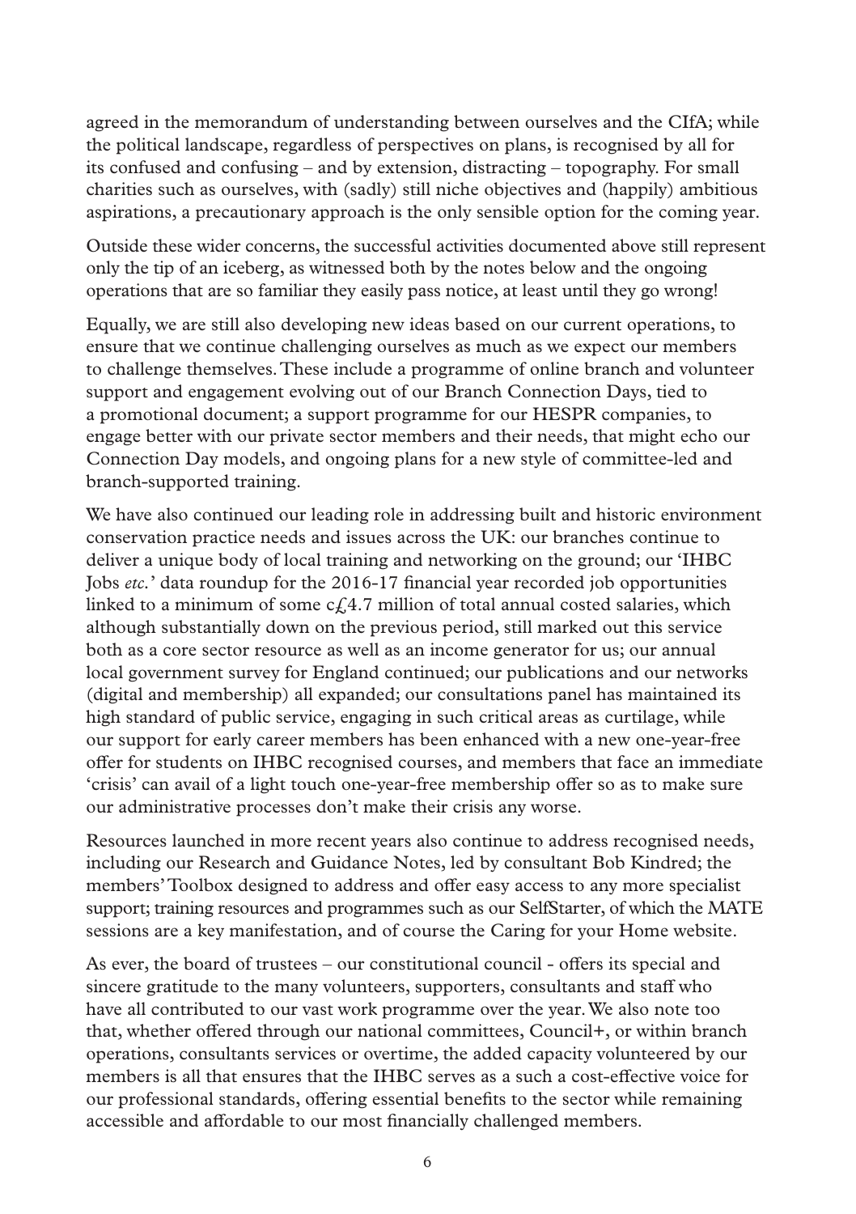agreed in the memorandum of understanding between ourselves and the CIfA; while the political landscape, regardless of perspectives on plans, is recognised by all for its confused and confusing – and by extension, distracting – topography. For small charities such as ourselves, with (sadly) still niche objectives and (happily) ambitious aspirations, a precautionary approach is the only sensible option for the coming year.

Outside these wider concerns, the successful activities documented above still represent only the tip of an iceberg, as witnessed both by the notes below and the ongoing operations that are so familiar they easily pass notice, at least until they go wrong!

Equally, we are still also developing new ideas based on our current operations, to ensure that we continue challenging ourselves as much as we expect our members to challenge themselves. These include a programme of online branch and volunteer support and engagement evolving out of our Branch Connection Days, tied to a promotional document; a support programme for our HESPR companies, to engage better with our private sector members and their needs, that might echo our Connection Day models, and ongoing plans for a new style of committee-led and branch-supported training.

We have also continued our leading role in addressing built and historic environment conservation practice needs and issues across the UK: our branches continue to deliver a unique body of local training and networking on the ground; our 'IHBC Jobs *etc.*' data roundup for the 2016-17 financial year recorded job opportunities linked to a minimum of some c£4.7 million of total annual costed salaries, which although substantially down on the previous period, still marked out this service both as a core sector resource as well as an income generator for us; our annual local government survey for England continued; our publications and our networks (digital and membership) all expanded; our consultations panel has maintained its high standard of public service, engaging in such critical areas as curtilage, while our support for early career members has been enhanced with a new one-year-free offer for students on IHBC recognised courses, and members that face an immediate 'crisis' can avail of a light touch one-year-free membership offer so as to make sure our administrative processes don't make their crisis any worse.

Resources launched in more recent years also continue to address recognised needs, including our Research and Guidance Notes, led by consultant Bob Kindred; the members' Toolbox designed to address and offer easy access to any more specialist support; training resources and programmes such as our SelfStarter, of which the MATE sessions are a key manifestation, and of course the Caring for your Home website.

As ever, the board of trustees – our constitutional council - offers its special and sincere gratitude to the many volunteers, supporters, consultants and staff who have all contributed to our vast work programme over the year. We also note too that, whether offered through our national committees, Council+, or within branch operations, consultants services or overtime, the added capacity volunteered by our members is all that ensures that the IHBC serves as a such a cost-effective voice for our professional standards, offering essential benefits to the sector while remaining accessible and affordable to our most financially challenged members.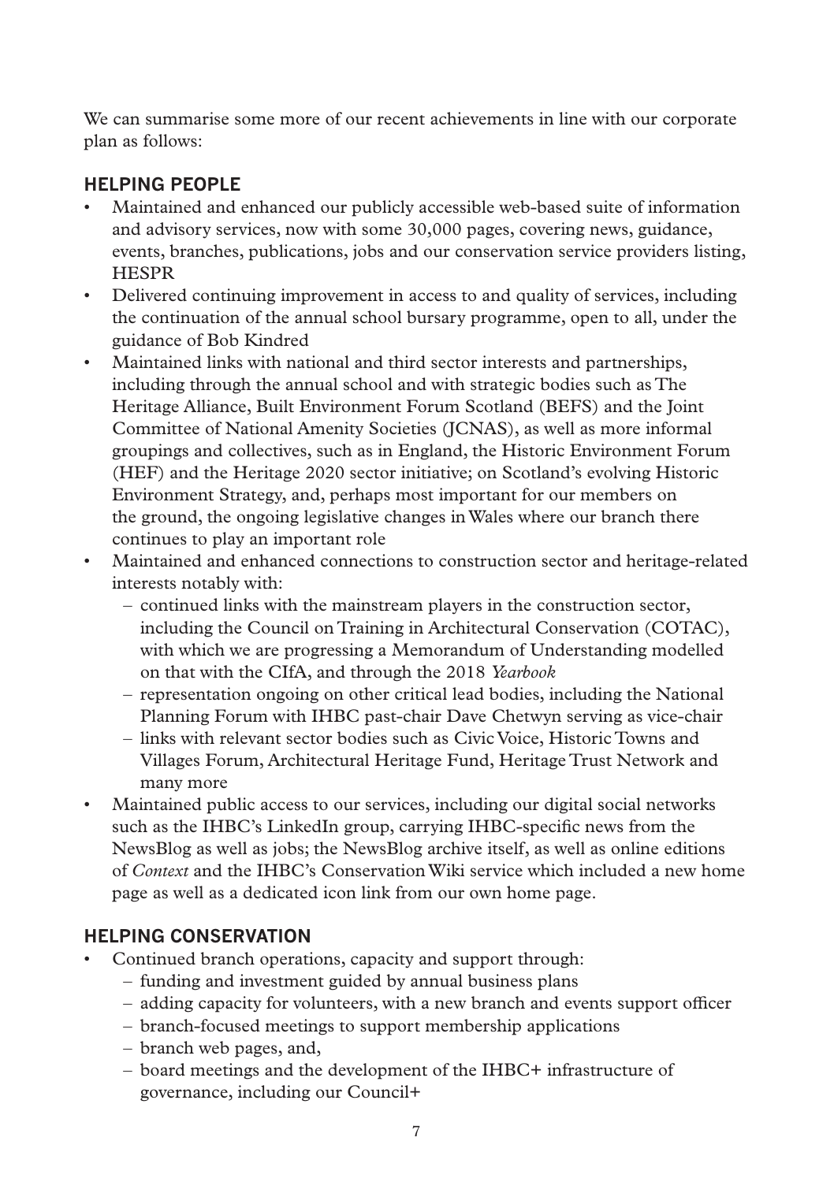We can summarise some more of our recent achievements in line with our corporate plan as follows:

## HELPING PEOPLE

- Maintained and enhanced our publicly accessible web-based suite of information and advisory services, now with some 30,000 pages, covering news, guidance, events, branches, publications, jobs and our conservation service providers listing, HESPR
- Delivered continuing improvement in access to and quality of services, including the continuation of the annual school bursary programme, open to all, under the guidance of Bob Kindred
- Maintained links with national and third sector interests and partnerships, including through the annual school and with strategic bodies such as The Heritage Alliance, Built Environment Forum Scotland (BEFS) and the Joint Committee of National Amenity Societies (JCNAS), as well as more informal groupings and collectives, such as in England, the Historic Environment Forum (HEF) and the Heritage 2020 sector initiative; on Scotland's evolving Historic Environment Strategy, and, perhaps most important for our members on the ground, the ongoing legislative changes in Wales where our branch there continues to play an important role
- Maintained and enhanced connections to construction sector and heritage-related interests notably with:
  - continued links with the mainstream players in the construction sector, including the Council on Training in Architectural Conservation (COTAC), with which we are progressing a Memorandum of Understanding modelled on that with the CIfA, and through the 2018 *Yearbook*
  - representation ongoing on other critical lead bodies, including the National Planning Forum with IHBC past-chair Dave Chetwyn serving as vice-chair
  - links with relevant sector bodies such as Civic Voice, Historic Towns and Villages Forum, Architectural Heritage Fund, Heritage Trust Network and many more
- Maintained public access to our services, including our digital social networks such as the IHBC's LinkedIn group, carrying IHBC-specific news from the NewsBlog as well as jobs; the NewsBlog archive itself, as well as online editions of *Context* and the IHBC's Conservation Wiki service which included a new home page as well as a dedicated icon link from our own home page.

## HELPING CONSERVATION

- Continued branch operations, capacity and support through:
  - funding and investment guided by annual business plans
  - adding capacity for volunteers, with a new branch and events support officer
  - branch-focused meetings to support membership applications
  - branch web pages, and,
  - board meetings and the development of the IHBC+ infrastructure of governance, including our Council+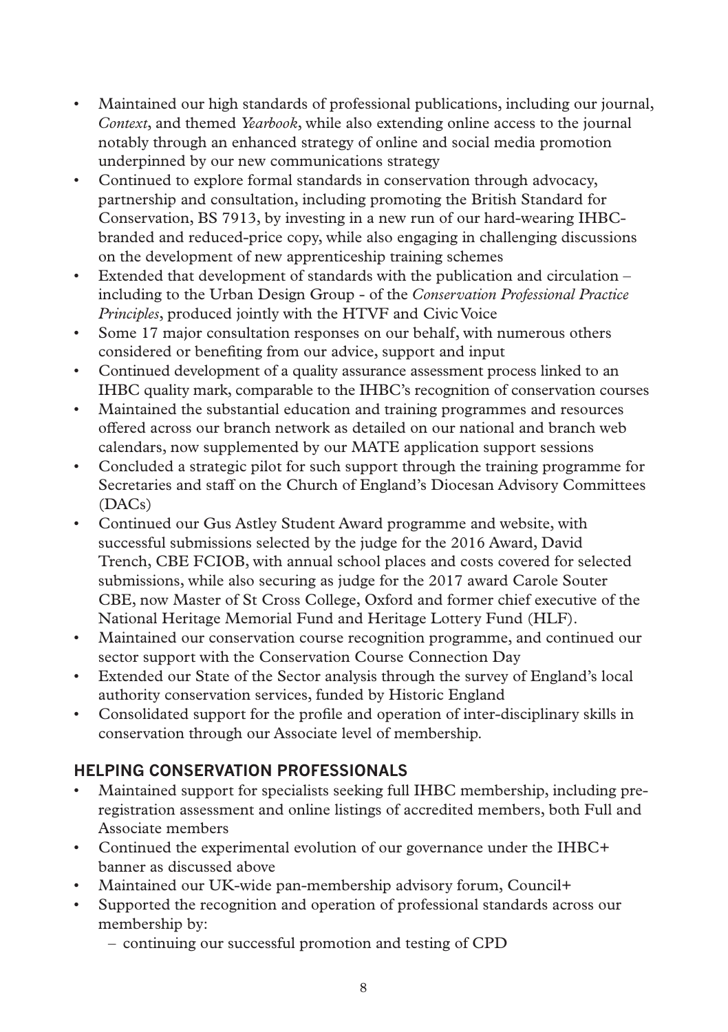- Maintained our high standards of professional publications, including our journal, *Context*, and themed *Yearbook*, while also extending online access to the journal notably through an enhanced strategy of online and social media promotion underpinned by our new communications strategy
- Continued to explore formal standards in conservation through advocacy, partnership and consultation, including promoting the British Standard for Conservation, BS 7913, by investing in a new run of our hard-wearing IHBC-branded and reduced-price copy, while also engaging in challenging discussions on the development of new apprenticeship training schemes
- Extended that development of standards with the publication and circulation – including to the Urban Design Group - of the *Conservation Professional Practice Principles*, produced jointly with the HTVF and Civic Voice
- Some 17 major consultation responses on our behalf, with numerous others considered or benefiting from our advice, support and input
- Continued development of a quality assurance assessment process linked to an IHBC quality mark, comparable to the IHBC's recognition of conservation courses
- Maintained the substantial education and training programmes and resources offered across our branch network as detailed on our national and branch web calendars, now supplemented by our MATE application support sessions
- Concluded a strategic pilot for such support through the training programme for Secretaries and staff on the Church of England's Diocesan Advisory Committees (DACs)
- Continued our Gus Astley Student Award programme and website, with successful submissions selected by the judge for the 2016 Award, David Trench, CBE FCIOB, with annual school places and costs covered for selected submissions, while also securing as judge for the 2017 award Carole Souter CBE, now Master of St Cross College, Oxford and former chief executive of the National Heritage Memorial Fund and Heritage Lottery Fund (HLF).
- Maintained our conservation course recognition programme, and continued our sector support with the Conservation Course Connection Day
- Extended our State of the Sector analysis through the survey of England's local authority conservation services, funded by Historic England
- Consolidated support for the profile and operation of inter-disciplinary skills in conservation through our Associate level of membership.

## HELPING CONSERVATION PROFESSIONALS

- Maintained support for specialists seeking full IHBC membership, including pre-registration assessment and online listings of accredited members, both Full and Associate members
- Continued the experimental evolution of our governance under the IHBC+ banner as discussed above
- Maintained our UK-wide pan-membership advisory forum, Council+
- Supported the recognition and operation of professional standards across our membership by:
  - continuing our successful promotion and testing of CPD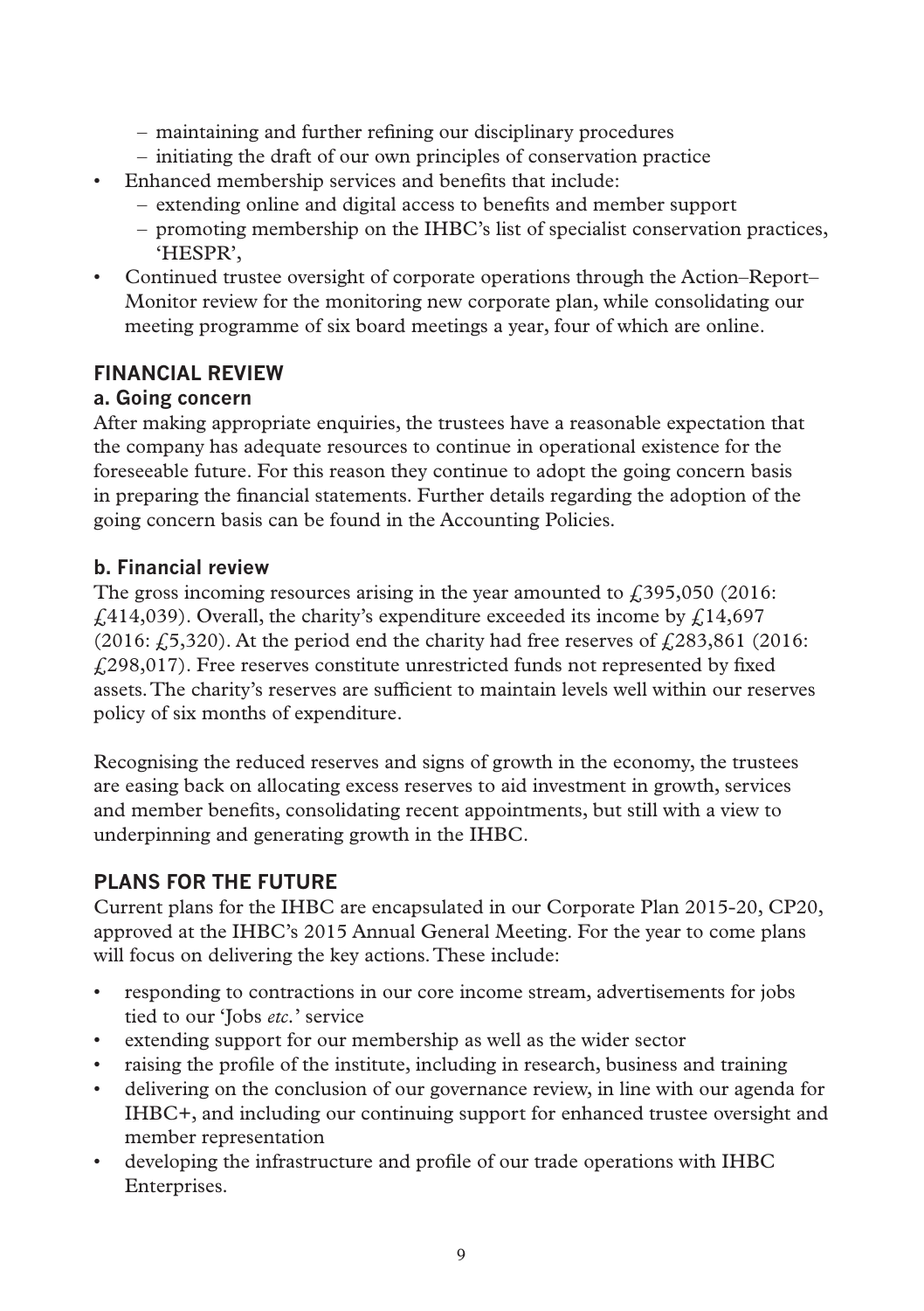- maintaining and further refining our disciplinary procedures
  - initiating the draft of our own principles of conservation practice
- Enhanced membership services and benefits that include:
  - extending online and digital access to benefits and member support
  - promoting membership on the IHBC's list of specialist conservation practices, 'HESPR',
- Continued trustee oversight of corporate operations through the Action–Report–Monitor review for the monitoring new corporate plan, while consolidating our meeting programme of six board meetings a year, four of which are online.

## FINANCIAL REVIEW

### a. Going concern

After making appropriate enquiries, the trustees have a reasonable expectation that the company has adequate resources to continue in operational existence for the foreseeable future. For this reason they continue to adopt the going concern basis in preparing the financial statements. Further details regarding the adoption of the going concern basis can be found in the Accounting Policies.

### b. Financial review

The gross incoming resources arising in the year amounted to £395,050 (2016: £414,039). Overall, the charity's expenditure exceeded its income by £14,697 (2016: £5,320). At the period end the charity had free reserves of £283,861 (2016: £298,017). Free reserves constitute unrestricted funds not represented by fixed assets. The charity's reserves are sufficient to maintain levels well within our reserves policy of six months of expenditure.

Recognising the reduced reserves and signs of growth in the economy, the trustees are easing back on allocating excess reserves to aid investment in growth, services and member benefits, consolidating recent appointments, but still with a view to underpinning and generating growth in the IHBC.

## PLANS FOR THE FUTURE

Current plans for the IHBC are encapsulated in our Corporate Plan 2015-20, CP20, approved at the IHBC's 2015 Annual General Meeting. For the year to come plans will focus on delivering the key actions. These include:

- responding to contractions in our core income stream, advertisements for jobs tied to our 'Jobs *etc.*' service
- extending support for our membership as well as the wider sector
- raising the profile of the institute, including in research, business and training
- delivering on the conclusion of our governance review, in line with our agenda for IHBC+, and including our continuing support for enhanced trustee oversight and member representation
- developing the infrastructure and profile of our trade operations with IHBC Enterprises.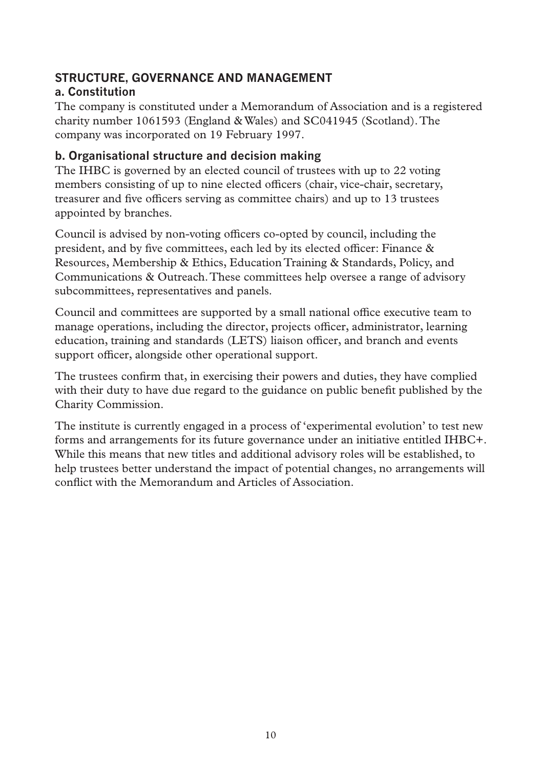## STRUCTURE, GOVERNANCE AND MANAGEMENT

### a. Constitution

The company is constituted under a Memorandum of Association and is a registered charity number 1061593 (England & Wales) and SC041945 (Scotland). The company was incorporated on 19 February 1997.

### b. Organisational structure and decision making

The IHBC is governed by an elected council of trustees with up to 22 voting members consisting of up to nine elected officers (chair, vice-chair, secretary, treasurer and five officers serving as committee chairs) and up to 13 trustees appointed by branches.

Council is advised by non-voting officers co-opted by council, including the president, and by five committees, each led by its elected officer: Finance & Resources, Membership & Ethics, Education Training & Standards, Policy, and Communications & Outreach. These committees help oversee a range of advisory subcommittees, representatives and panels.

Council and committees are supported by a small national office executive team to manage operations, including the director, projects officer, administrator, learning education, training and standards (LETS) liaison officer, and branch and events support officer, alongside other operational support.

The trustees confirm that, in exercising their powers and duties, they have complied with their duty to have due regard to the guidance on public benefit published by the Charity Commission.

The institute is currently engaged in a process of 'experimental evolution' to test new forms and arrangements for its future governance under an initiative entitled IHBC+. While this means that new titles and additional advisory roles will be established, to help trustees better understand the impact of potential changes, no arrangements will conflict with the Memorandum and Articles of Association.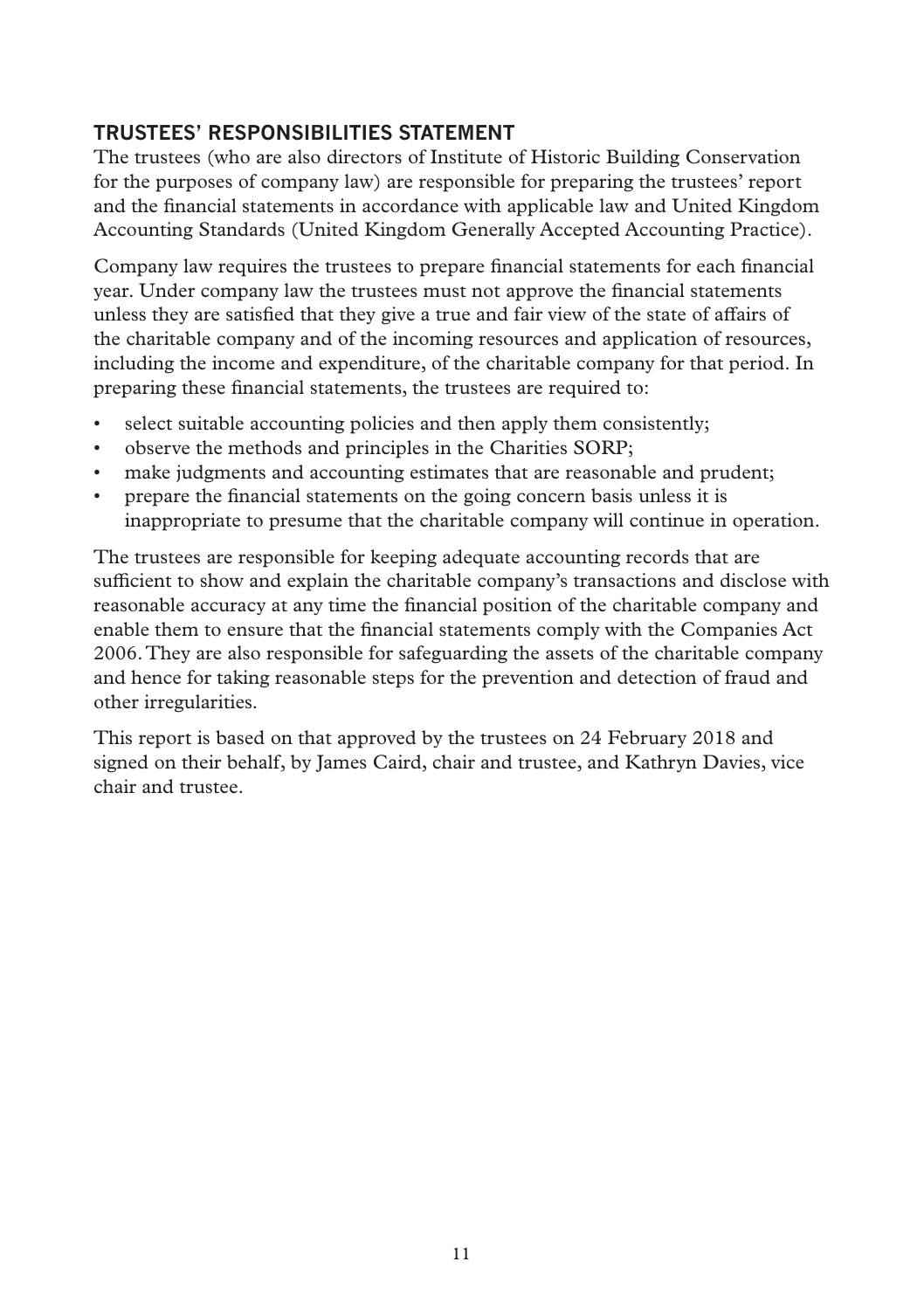## TRUSTEES' RESPONSIBILITIES STATEMENT

The trustees (who are also directors of Institute of Historic Building Conservation for the purposes of company law) are responsible for preparing the trustees' report and the financial statements in accordance with applicable law and United Kingdom Accounting Standards (United Kingdom Generally Accepted Accounting Practice).

Company law requires the trustees to prepare financial statements for each financial year. Under company law the trustees must not approve the financial statements unless they are satisfied that they give a true and fair view of the state of affairs of the charitable company and of the incoming resources and application of resources, including the income and expenditure, of the charitable company for that period. In preparing these financial statements, the trustees are required to:

- select suitable accounting policies and then apply them consistently;
- observe the methods and principles in the Charities SORP;
- make judgments and accounting estimates that are reasonable and prudent;
- prepare the financial statements on the going concern basis unless it is inappropriate to presume that the charitable company will continue in operation.

The trustees are responsible for keeping adequate accounting records that are sufficient to show and explain the charitable company's transactions and disclose with reasonable accuracy at any time the financial position of the charitable company and enable them to ensure that the financial statements comply with the Companies Act 2006. They are also responsible for safeguarding the assets of the charitable company and hence for taking reasonable steps for the prevention and detection of fraud and other irregularities.

This report is based on that approved by the trustees on 24 February 2018 and signed on their behalf, by James Caird, chair and trustee, and Kathryn Davies, vice chair and trustee.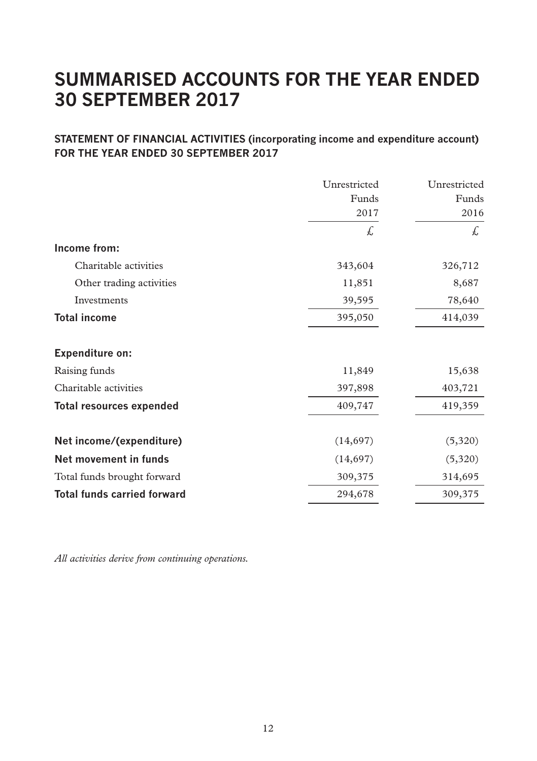# SUMMARISED ACCOUNTS FOR THE YEAR ENDED 30 SEPTEMBER 2017

## STATEMENT OF FINANCIAL ACTIVITIES (incorporating income and expenditure account) FOR THE YEAR ENDED 30 SEPTEMBER 2017

| | Unrestricted Funds 2017 | Unrestricted Funds 2016 |
|---|---|---|
| | £ | £ |
| **Income from:** | | |
| Charitable activities | 343,604 | 326,712 |
| Other trading activities | 11,851 | 8,687 |
| Investments | 39,595 | 78,640 |
| **Total income** | 395,050 | 414,039 |
| **Expenditure on:** | | |
| Raising funds | 11,849 | 15,638 |
| Charitable activities | 397,898 | 403,721 |
| **Total resources expended** | 409,747 | 419,359 |
| **Net income/(expenditure)** | (14,697) | (5,320) |
| **Net movement in funds** | (14,697) | (5,320) |
| Total funds brought forward | 309,375 | 314,695 |
| **Total funds carried forward** | 294,678 | 309,375 |

*All activities derive from continuing operations.*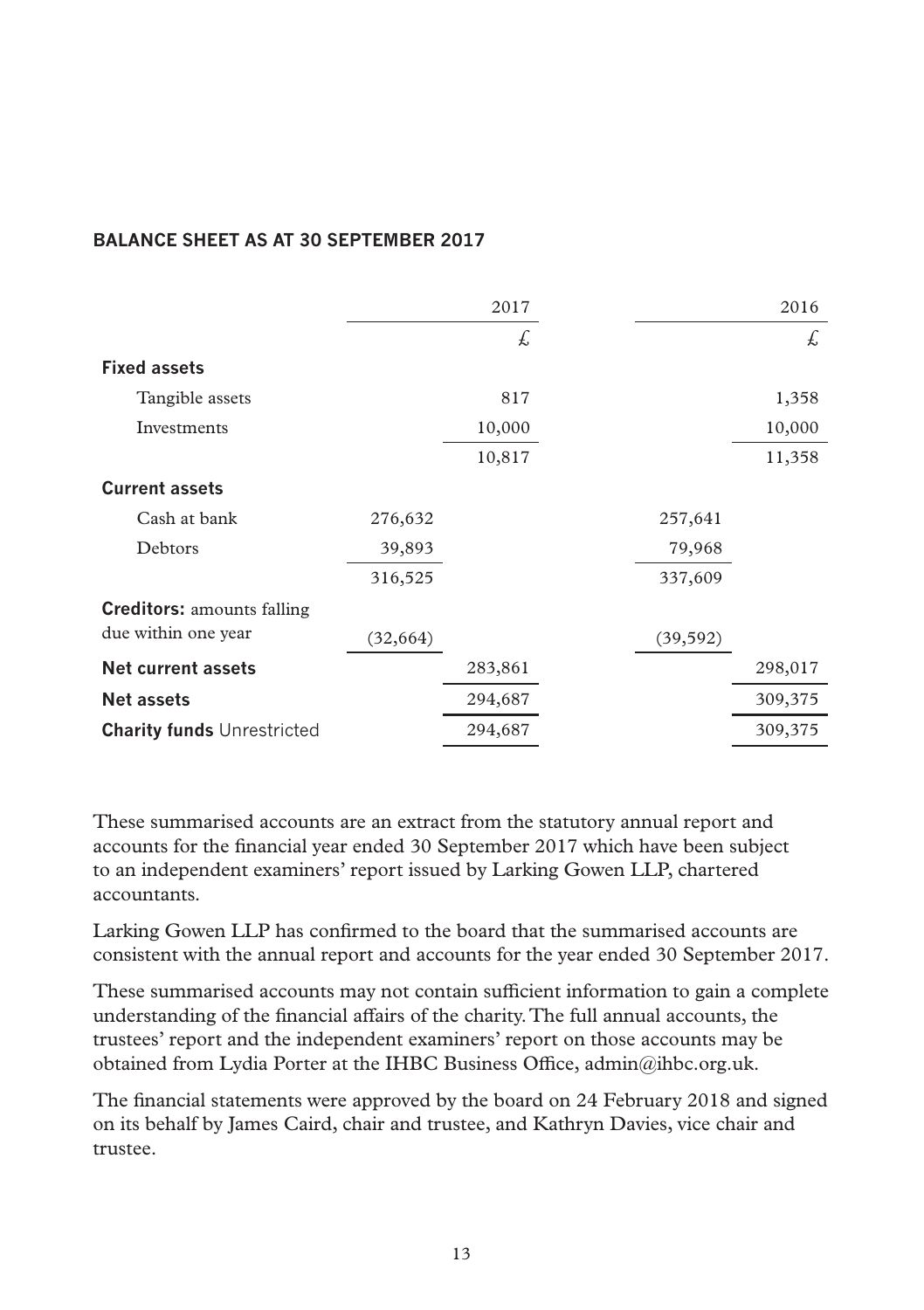## BALANCE SHEET AS AT 30 SEPTEMBER 2017

| | | 2017 | | 2016 |
|---|---|---|---|---|
| | | £ | | £ |
| **Fixed assets** | | | | |
| Tangible assets | | 817 | | 1,358 |
| Investments | | 10,000 | | 10,000 |
| | | 10,817 | | 11,358 |
| **Current assets** | | | | |
| Cash at bank | 276,632 | | 257,641 | |
| Debtors | 39,893 | | 79,968 | |
| | 316,525 | | 337,609 | |
| **Creditors:** amounts falling due within one year | (32,664) | | (39,592) | |
| **Net current assets** | | 283,861 | | 298,017 |
| **Net assets** | | 294,687 | | 309,375 |
| **Charity funds** Unrestricted | | 294,687 | | 309,375 |

These summarised accounts are an extract from the statutory annual report and accounts for the financial year ended 30 September 2017 which have been subject to an independent examiners' report issued by Larking Gowen LLP, chartered accountants.

Larking Gowen LLP has confirmed to the board that the summarised accounts are consistent with the annual report and accounts for the year ended 30 September 2017.

These summarised accounts may not contain sufficient information to gain a complete understanding of the financial affairs of the charity. The full annual accounts, the trustees' report and the independent examiners' report on those accounts may be obtained from Lydia Porter at the IHBC Business Office, admin@ihbc.org.uk.

The financial statements were approved by the board on 24 February 2018 and signed on its behalf by James Caird, chair and trustee, and Kathryn Davies, vice chair and trustee.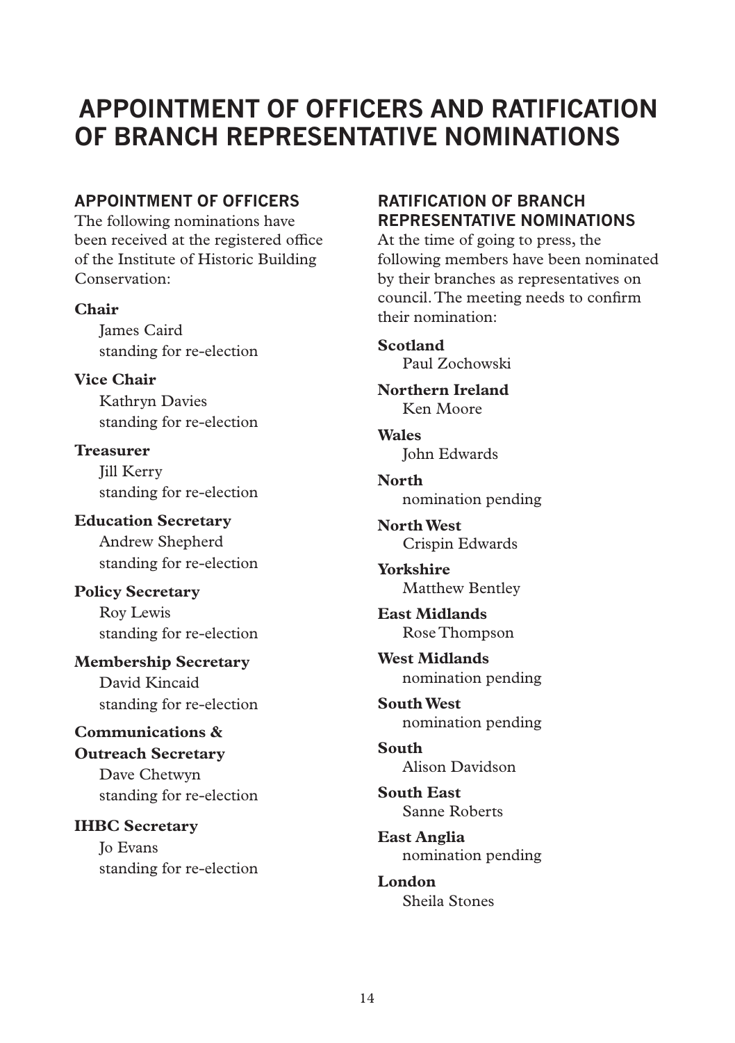# APPOINTMENT OF OFFICERS AND RATIFICATION OF BRANCH REPRESENTATIVE NOMINATIONS

## APPOINTMENT OF OFFICERS

The following nominations have been received at the registered office of the Institute of Historic Building Conservation:

**Chair**
James Caird
standing for re-election

**Vice Chair**
Kathryn Davies
standing for re-election

**Treasurer**
Jill Kerry
standing for re-election

**Education Secretary**
Andrew Shepherd
standing for re-election

**Policy Secretary**
Roy Lewis
standing for re-election

**Membership Secretary**
David Kincaid
standing for re-election

**Communications & Outreach Secretary**
Dave Chetwyn
standing for re-election

**IHBC Secretary**
Jo Evans
standing for re-election

## RATIFICATION OF BRANCH REPRESENTATIVE NOMINATIONS

At the time of going to press, the following members have been nominated by their branches as representatives on council. The meeting needs to confirm their nomination:

**Scotland**
Paul Zochowski

**Northern Ireland**
Ken Moore

**Wales**
John Edwards

**North**
nomination pending

**North West**
Crispin Edwards

**Yorkshire**
Matthew Bentley

**East Midlands**
Rose Thompson

**West Midlands**
nomination pending

**South West**
nomination pending

**South**
Alison Davidson

**South East**
Sanne Roberts

**East Anglia**
nomination pending

**London**
Sheila Stones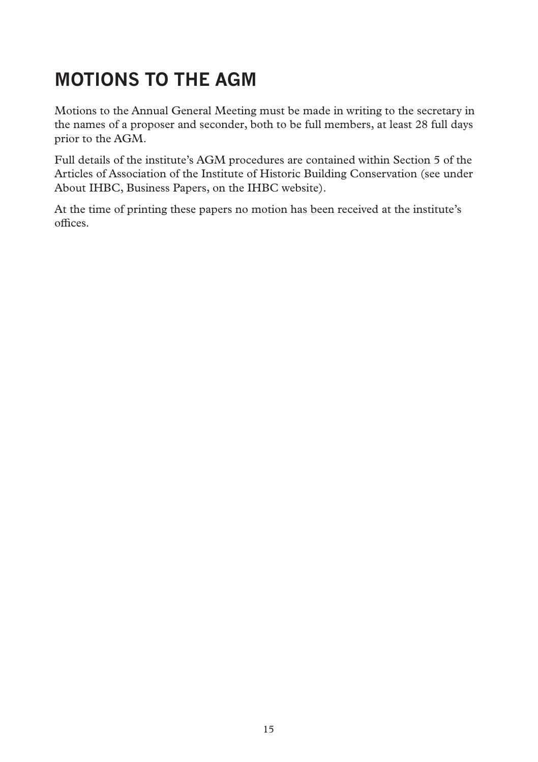# MOTIONS TO THE AGM

Motions to the Annual General Meeting must be made in writing to the secretary in the names of a proposer and seconder, both to be full members, at least 28 full days prior to the AGM.

Full details of the institute's AGM procedures are contained within Section 5 of the Articles of Association of the Institute of Historic Building Conservation (see under About IHBC, Business Papers, on the IHBC website).

At the time of printing these papers no motion has been received at the institute's offices.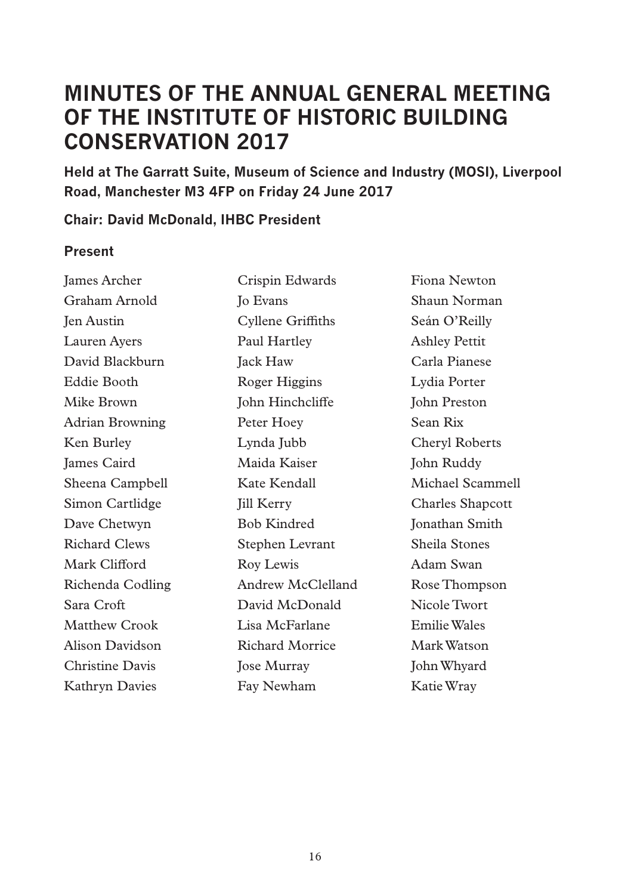# MINUTES OF THE ANNUAL GENERAL MEETING OF THE INSTITUTE OF HISTORIC BUILDING CONSERVATION 2017

**Held at The Garratt Suite, Museum of Science and Industry (MOSI), Liverpool Road, Manchester M3 4FP on Friday 24 June 2017**

**Chair: David McDonald, IHBC President**

### Present

James Archer
Graham Arnold
Jen Austin
Lauren Ayers
David Blackburn
Eddie Booth
Mike Brown
Adrian Browning
Ken Burley
James Caird
Sheena Campbell
Simon Cartlidge
Dave Chetwyn
Richard Clews
Mark Clifford
Richenda Codling
Sara Croft
Matthew Crook
Alison Davidson
Christine Davis
Kathryn Davies
Crispin Edwards
Jo Evans
Cyllene Griffiths
Paul Hartley
Jack Haw
Roger Higgins
John Hinchcliffe
Peter Hoey
Lynda Jubb
Maida Kaiser
Kate Kendall
Jill Kerry
Bob Kindred
Stephen Levrant
Roy Lewis
Andrew McClelland
David McDonald
Lisa McFarlane
Richard Morrice
Jose Murray
Fay Newham
Fiona Newton
Shaun Norman
Seán O'Reilly
Ashley Pettit
Carla Pianese
Lydia Porter
John Preston
Sean Rix
Cheryl Roberts
John Ruddy
Michael Scammell
Charles Shapcott
Jonathan Smith
Sheila Stones
Adam Swan
Rose Thompson
Nicole Twort
Emilie Wales
Mark Watson
John Whyard
Katie Wray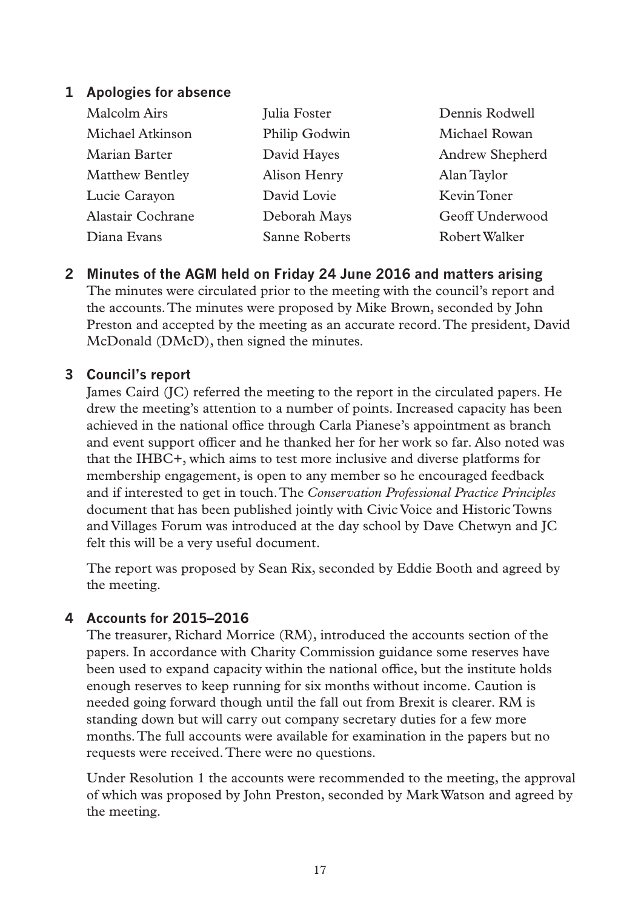## 1 Apologies for absence

Malcolm Airs
Michael Atkinson
Marian Barter
Matthew Bentley
Lucie Carayon
Alastair Cochrane
Diana Evans
Julia Foster
Philip Godwin
David Hayes
Alison Henry
David Lovie
Deborah Mays
Sanne Roberts
Dennis Rodwell
Michael Rowan
Andrew Shepherd
Alan Taylor
Kevin Toner
Geoff Underwood
Robert Walker

## 2 Minutes of the AGM held on Friday 24 June 2016 and matters arising

The minutes were circulated prior to the meeting with the council's report and the accounts. The minutes were proposed by Mike Brown, seconded by John Preston and accepted by the meeting as an accurate record. The president, David McDonald (DMcD), then signed the minutes.

## 3 Council's report

James Caird (JC) referred the meeting to the report in the circulated papers. He drew the meeting's attention to a number of points. Increased capacity has been achieved in the national office through Carla Pianese's appointment as branch and event support officer and he thanked her for her work so far. Also noted was that the IHBC+, which aims to test more inclusive and diverse platforms for membership engagement, is open to any member so he encouraged feedback and if interested to get in touch. The *Conservation Professional Practice Principles* document that has been published jointly with Civic Voice and Historic Towns and Villages Forum was introduced at the day school by Dave Chetwyn and JC felt this will be a very useful document.

The report was proposed by Sean Rix, seconded by Eddie Booth and agreed by the meeting.

## 4 Accounts for 2015–2016

The treasurer, Richard Morrice (RM), introduced the accounts section of the papers. In accordance with Charity Commission guidance some reserves have been used to expand capacity within the national office, but the institute holds enough reserves to keep running for six months without income. Caution is needed going forward though until the fall out from Brexit is clearer. RM is standing down but will carry out company secretary duties for a few more months. The full accounts were available for examination in the papers but no requests were received. There were no questions.

Under Resolution 1 the accounts were recommended to the meeting, the approval of which was proposed by John Preston, seconded by Mark Watson and agreed by the meeting.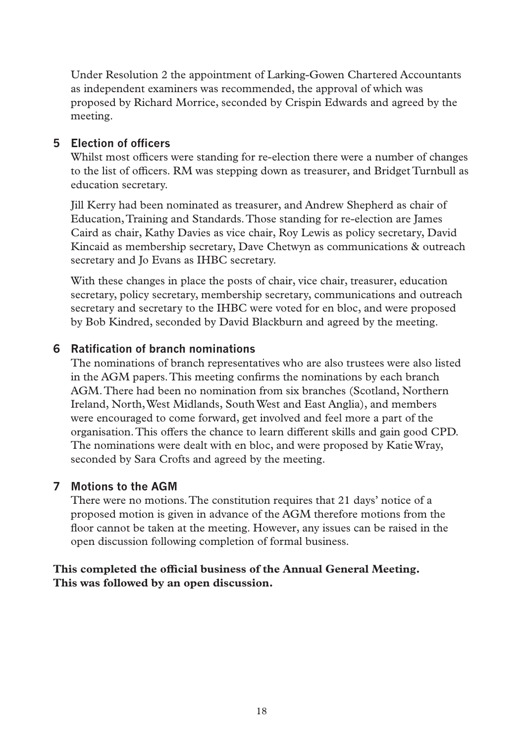Under Resolution 2 the appointment of Larking-Gowen Chartered Accountants as independent examiners was recommended, the approval of which was proposed by Richard Morrice, seconded by Crispin Edwards and agreed by the meeting.

## 5 Election of officers

Whilst most officers were standing for re-election there were a number of changes to the list of officers. RM was stepping down as treasurer, and Bridget Turnbull as education secretary.

Jill Kerry had been nominated as treasurer, and Andrew Shepherd as chair of Education, Training and Standards. Those standing for re-election are James Caird as chair, Kathy Davies as vice chair, Roy Lewis as policy secretary, David Kincaid as membership secretary, Dave Chetwyn as communications & outreach secretary and Jo Evans as IHBC secretary.

With these changes in place the posts of chair, vice chair, treasurer, education secretary, policy secretary, membership secretary, communications and outreach secretary and secretary to the IHBC were voted for en bloc, and were proposed by Bob Kindred, seconded by David Blackburn and agreed by the meeting.

## 6 Ratification of branch nominations

The nominations of branch representatives who are also trustees were also listed in the AGM papers. This meeting confirms the nominations by each branch AGM. There had been no nomination from six branches (Scotland, Northern Ireland, North, West Midlands, South West and East Anglia), and members were encouraged to come forward, get involved and feel more a part of the organisation. This offers the chance to learn different skills and gain good CPD. The nominations were dealt with en bloc, and were proposed by Katie Wray, seconded by Sara Crofts and agreed by the meeting.

## 7 Motions to the AGM

There were no motions. The constitution requires that 21 days' notice of a proposed motion is given in advance of the AGM therefore motions from the floor cannot be taken at the meeting. However, any issues can be raised in the open discussion following completion of formal business.

**This completed the official business of the Annual General Meeting.**
**This was followed by an open discussion.**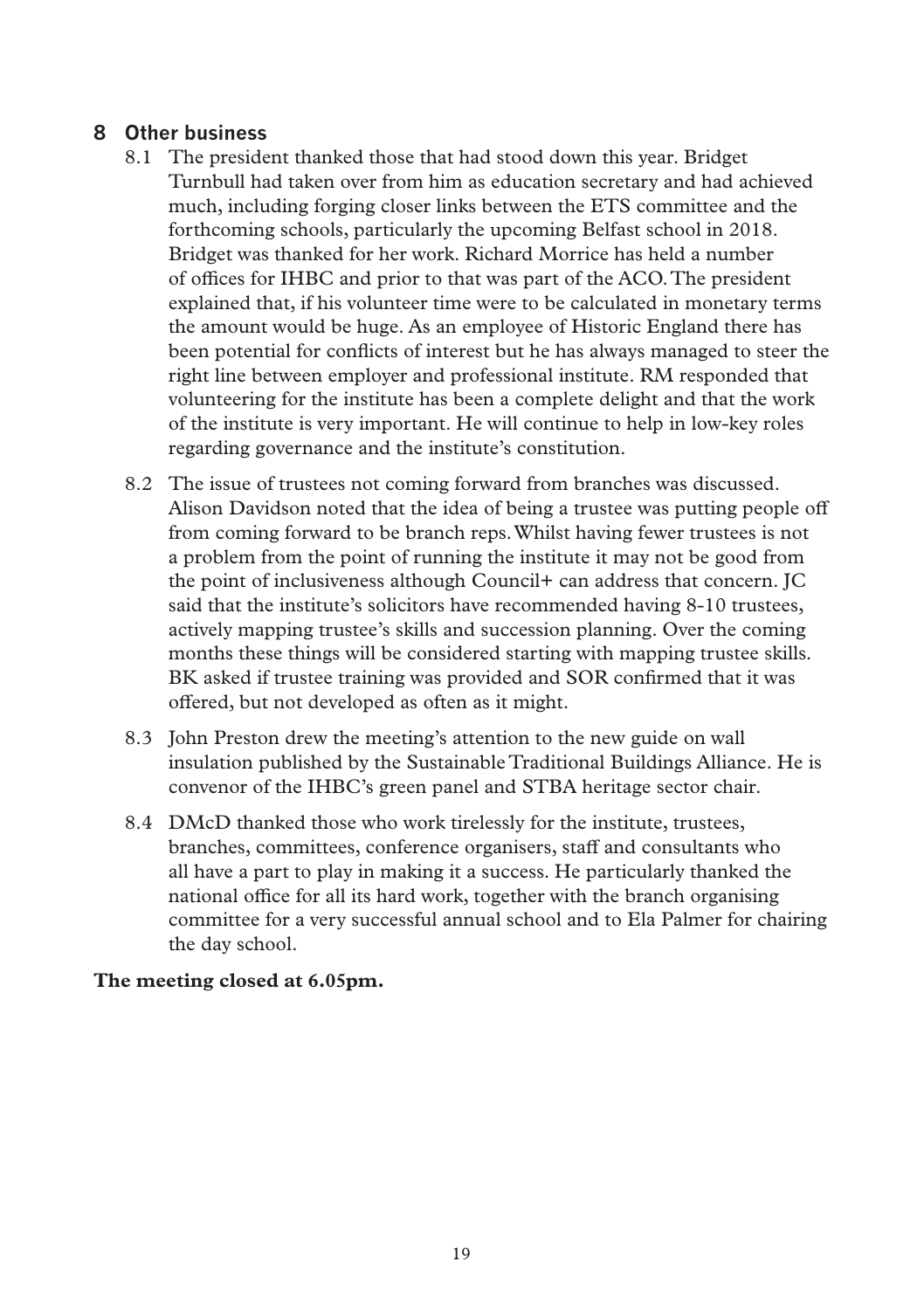## 8 Other business

8.1 The president thanked those that had stood down this year. Bridget Turnbull had taken over from him as education secretary and had achieved much, including forging closer links between the ETS committee and the forthcoming schools, particularly the upcoming Belfast school in 2018. Bridget was thanked for her work. Richard Morrice has held a number of offices for IHBC and prior to that was part of the ACO. The president explained that, if his volunteer time were to be calculated in monetary terms the amount would be huge. As an employee of Historic England there has been potential for conflicts of interest but he has always managed to steer the right line between employer and professional institute. RM responded that volunteering for the institute has been a complete delight and that the work of the institute is very important. He will continue to help in low-key roles regarding governance and the institute's constitution.

8.2 The issue of trustees not coming forward from branches was discussed. Alison Davidson noted that the idea of being a trustee was putting people off from coming forward to be branch reps. Whilst having fewer trustees is not a problem from the point of running the institute it may not be good from the point of inclusiveness although Council+ can address that concern. JC said that the institute's solicitors have recommended having 8-10 trustees, actively mapping trustee's skills and succession planning. Over the coming months these things will be considered starting with mapping trustee skills. BK asked if trustee training was provided and SOR confirmed that it was offered, but not developed as often as it might.

8.3 John Preston drew the meeting's attention to the new guide on wall insulation published by the Sustainable Traditional Buildings Alliance. He is convenor of the IHBC's green panel and STBA heritage sector chair.

8.4 DMcD thanked those who work tirelessly for the institute, trustees, branches, committees, conference organisers, staff and consultants who all have a part to play in making it a success. He particularly thanked the national office for all its hard work, together with the branch organising committee for a very successful annual school and to Ela Palmer for chairing the day school.

**The meeting closed at 6.05pm.**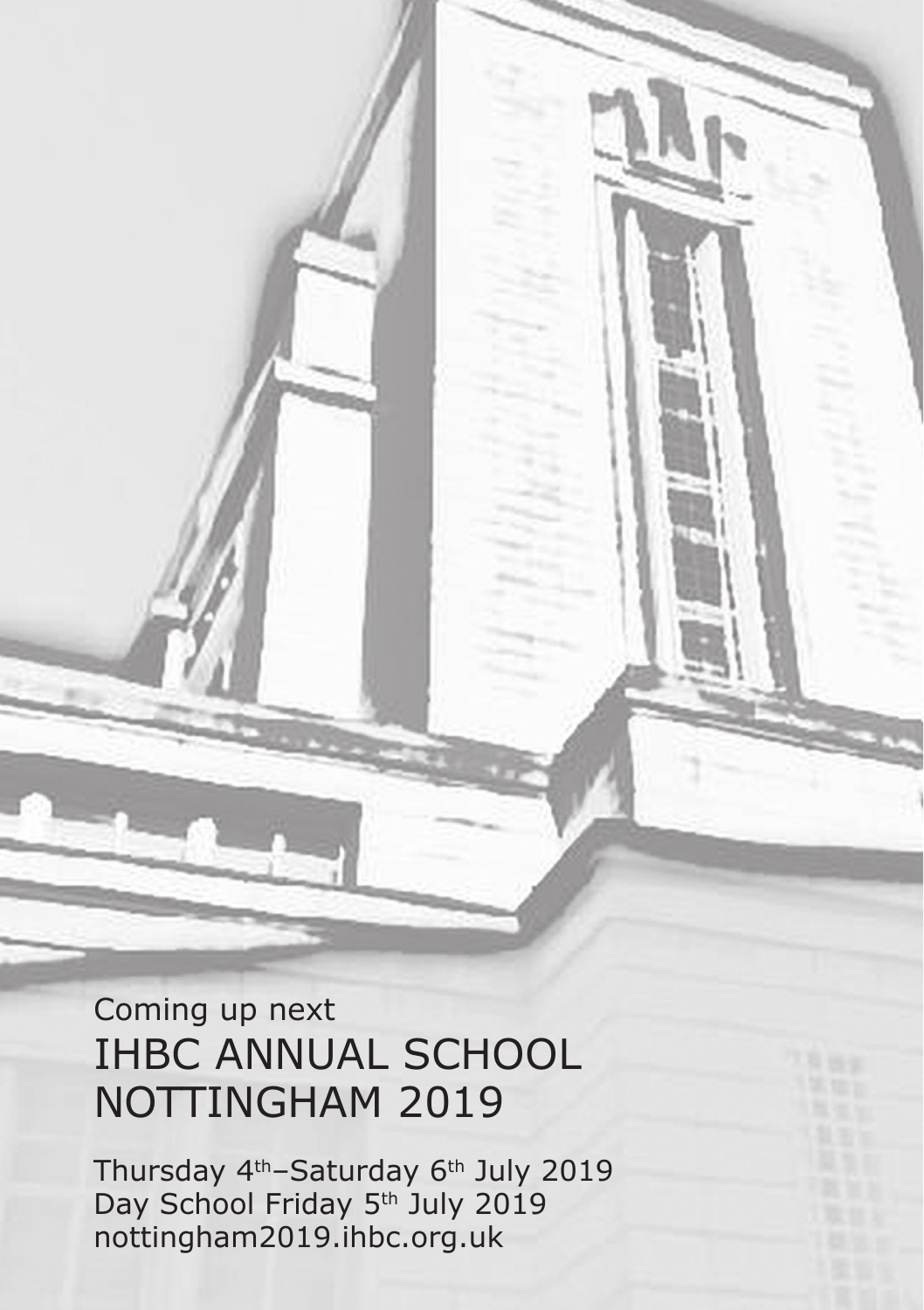Coming up next

# IHBC ANNUAL SCHOOL NOTTINGHAM 2019

Thursday 4th–Saturday 6th July 2019
Day School Friday 5th July 2019
nottingham2019.ihbc.org.uk